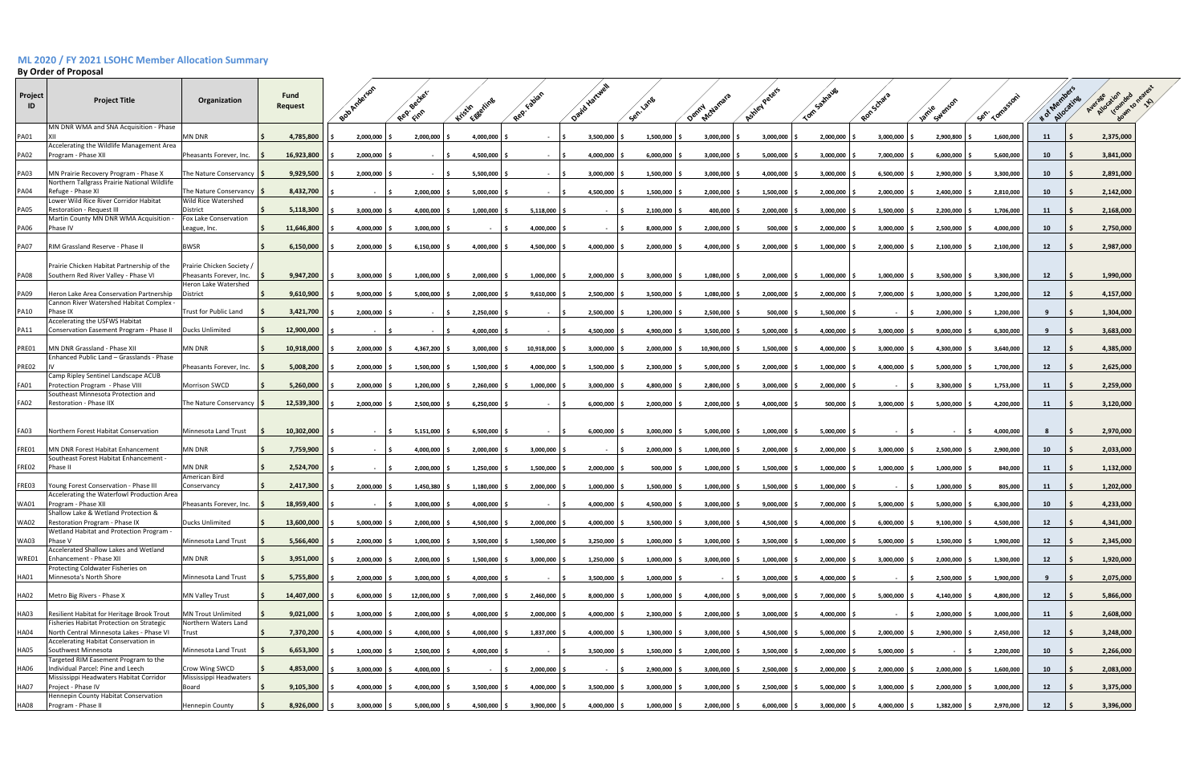# ML 2020 / FY 2021 LSOHC Member Allocation Summary

**By Order of Proposal**

| Project ID | Project Title | Organization | Fund Request | Bob Anderson | Rep. Becker-Finn | Kristin Eggerling | Rep. Fabian | David Hartwell | Sen. Lang | Denny McNamara | Ashley Peters | Tom Saxhaug | Ron Schara | Jamie Swenson | Sen. Tomassoni | # of Members Allocating | Average Allocation (rounded down to nearest 1K) |
|---|---|---|---|---|---|---|---|---|---|---|---|---|---|---|---|---|---|
| PA01 | MN DNR WMA and SNA Acquisition - Phase XII | MN DNR | $ 4,785,800 | $ 2,000,000 | $ 2,000,000 | $ 4,000,000 | $ - | $ 3,500,000 | $ 1,500,000 | $ 3,000,000 | $ 3,000,000 | $ 2,000,000 | $ 3,000,000 | $ 2,900,800 | $ 1,600,000 | 11 | $ 2,375,000 |
| PA02 | Accelerating the Wildlife Management Area Program - Phase XII | Pheasants Forever, Inc. | $ 16,923,800 | $ 2,000,000 | $ - | $ 4,500,000 | $ - | $ 4,000,000 | $ 6,000,000 | $ 3,000,000 | $ 5,000,000 | $ 3,000,000 | $ 7,000,000 | $ 6,000,000 | $ 5,600,000 | 10 | $ 3,841,000 |
| PA03 | MN Prairie Recovery Program - Phase X | The Nature Conservancy | $ 9,929,500 | $ 2,000,000 | $ - | $ 5,500,000 | $ - | $ 3,000,000 | $ 1,500,000 | $ 3,000,000 | $ 4,000,000 | $ 3,000,000 | $ 6,500,000 | $ 2,900,000 | $ 3,300,000 | 10 | $ 2,891,000 |
| PA04 | Northern Tallgrass Prairie National Wildlife Refuge - Phase XI | The Nature Conservancy | $ 8,432,700 | $ - | $ 2,000,000 | $ 5,000,000 | $ - | $ 4,500,000 | $ 1,500,000 | $ 2,000,000 | $ 1,500,000 | $ 2,000,000 | $ 2,000,000 | $ 2,400,000 | $ 2,810,000 | 10 | $ 2,142,000 |
| PA05 | Lower Wild Rice River Corridor Habitat Restoration - Request III | Wild Rice Watershed District | $ 5,118,300 | $ 3,000,000 | $ 4,000,000 | $ 1,000,000 | $ 5,118,000 | $ - | $ 2,100,000 | $ 400,000 | $ 2,000,000 | $ 3,000,000 | $ 1,500,000 | $ 2,200,000 | $ 1,706,000 | 11 | $ 2,168,000 |
| PA06 | Martin County MN DNR WMA Acquisition - Phase IV | Fox Lake Conservation League, Inc. | $ 11,646,800 | $ 4,000,000 | $ 3,000,000 | $ - | $ 4,000,000 | $ - | $ 8,000,000 | $ 2,000,000 | $ 500,000 | $ 2,000,000 | $ 3,000,000 | $ 2,500,000 | $ 4,000,000 | 10 | $ 2,750,000 |
| PA07 | RIM Grassland Reserve - Phase II | BWSR | $ 6,150,000 | $ 2,000,000 | $ 6,150,000 | $ 4,000,000 | $ 4,500,000 | $ 4,000,000 | $ 2,000,000 | $ 4,000,000 | $ 2,000,000 | $ 1,000,000 | $ 2,000,000 | $ 2,100,000 | $ 2,100,000 | 12 | $ 2,987,000 |
| PA08 | Prairie Chicken Habitat Partnership of the Southern Red River Valley - Phase VI | Prairie Chicken Society / Pheasants Forever, Inc. | $ 9,947,200 | $ 3,000,000 | $ 1,000,000 | $ 2,000,000 | $ 1,000,000 | $ 2,000,000 | $ 3,000,000 | $ 1,080,000 | $ 2,000,000 | $ 1,000,000 | $ 1,000,000 | $ 3,500,000 | $ 3,300,000 | 12 | $ 1,990,000 |
| PA09 | Heron Lake Area Conservation Partnership | Heron Lake Watershed District | $ 9,610,900 | $ 9,000,000 | $ 5,000,000 | $ 2,000,000 | $ 9,610,000 | $ 2,500,000 | $ 3,500,000 | $ 1,080,000 | $ 2,000,000 | $ 2,000,000 | $ 7,000,000 | $ 3,000,000 | $ 3,200,000 | 12 | $ 4,157,000 |
| PA10 | Cannon River Watershed Habitat Complex - Phase IX | Trust for Public Land | $ 3,421,700 | $ 2,000,000 | $ - | $ 2,250,000 | $ - | $ 2,500,000 | $ 1,200,000 | $ 2,500,000 | $ 500,000 | $ 1,500,000 | $ - | $ 2,000,000 | $ 1,200,000 | 9 | $ 1,304,000 |
| PA11 | Accelerating the USFWS Habitat Conservation Easement Program - Phase II | Ducks Unlimited | $ 12,900,000 | $ - | $ - | $ 4,000,000 | $ - | $ 4,500,000 | $ 4,900,000 | $ 3,500,000 | $ 5,000,000 | $ 4,000,000 | $ 3,000,000 | $ 9,000,000 | $ 6,300,000 | 9 | $ 3,683,000 |
| PRE01 | MN DNR Grassland - Phase XII | MN DNR | $ 10,918,000 | $ 2,000,000 | $ 4,367,200 | $ 3,000,000 | $ 10,918,000 | $ 3,000,000 | $ 2,000,000 | $ 10,900,000 | $ 1,500,000 | $ 4,000,000 | $ 3,000,000 | $ 4,300,000 | $ 3,640,000 | 12 | $ 4,385,000 |
| PRE02 | Enhanced Public Land – Grasslands - Phase IV | Pheasants Forever, Inc. | $ 5,008,200 | $ 2,000,000 | $ 1,500,000 | $ 1,500,000 | $ 4,000,000 | $ 1,500,000 | $ 2,300,000 | $ 5,000,000 | $ 2,000,000 | $ 1,000,000 | $ 4,000,000 | $ 5,000,000 | $ 1,700,000 | 12 | $ 2,625,000 |
| FA01 | Camp Ripley Sentinel Landscape ACUB Protection Program - Phase VIII | Morrison SWCD | $ 5,260,000 | $ 2,000,000 | $ 1,200,000 | $ 2,260,000 | $ 1,000,000 | $ 3,000,000 | $ 4,800,000 | $ 2,800,000 | $ 3,000,000 | $ 2,000,000 | $ - | $ 3,300,000 | $ 1,753,000 | 11 | $ 2,259,000 |
| FA02 | Southeast Minnesota Protection and Restoration - Phase IIX | The Nature Conservancy | $ 12,539,300 | $ 2,000,000 | $ 2,500,000 | $ 6,250,000 | $ - | $ 6,000,000 | $ 2,000,000 | $ 2,000,000 | $ 4,000,000 | $ 500,000 | $ 3,000,000 | $ 5,000,000 | $ 4,200,000 | 11 | $ 3,120,000 |
| FA03 | Northern Forest Habitat Conservation | Minnesota Land Trust | $ 10,302,000 | $ - | $ 5,151,000 | $ 6,500,000 | $ - | $ 6,000,000 | $ 3,000,000 | $ 5,000,000 | $ 1,000,000 | $ 5,000,000 | $ - | $ - | $ 4,000,000 | 8 | $ 2,970,000 |
| FRE01 | MN DNR Forest Habitat Enhancement | MN DNR | $ 7,759,900 | $ - | $ 4,000,000 | $ 2,000,000 | $ 3,000,000 | $ - | $ 2,000,000 | $ 1,000,000 | $ 2,000,000 | $ 2,000,000 | $ 3,000,000 | $ 2,500,000 | $ 2,900,000 | 10 | $ 2,033,000 |
| FRE02 | Southeast Forest Habitat Enhancement - Phase II | MN DNR | $ 2,524,700 | $ - | $ 2,000,000 | $ 1,250,000 | $ 1,500,000 | $ 2,000,000 | $ 500,000 | $ 1,000,000 | $ 1,500,000 | $ 1,000,000 | $ 1,000,000 | $ 1,000,000 | $ 840,000 | 11 | $ 1,132,000 |
| FRE03 | Young Forest Conservation - Phase III | American Bird Conservancy | $ 2,417,300 | $ 2,000,000 | $ 1,450,380 | $ 1,180,000 | $ 2,000,000 | $ 1,000,000 | $ 1,500,000 | $ 1,000,000 | $ 1,500,000 | $ 1,000,000 | $ - | $ 1,000,000 | $ 805,000 | 11 | $ 1,202,000 |
| WA01 | Accelerating the Waterfowl Production Area Program - Phase XII | Pheasants Forever, Inc. | $ 18,959,400 | $ - | $ 3,000,000 | $ 4,000,000 | $ - | $ 4,000,000 | $ 4,500,000 | $ 3,000,000 | $ 9,000,000 | $ 7,000,000 | $ 5,000,000 | $ 5,000,000 | $ 6,300,000 | 10 | $ 4,233,000 |
| WA02 | Shallow Lake & Wetland Protection & Restoration Program - Phase IX | Ducks Unlimited | $ 13,600,000 | $ 5,000,000 | $ 2,000,000 | $ 4,500,000 | $ 2,000,000 | $ 4,000,000 | $ 3,500,000 | $ 3,000,000 | $ 4,500,000 | $ 4,000,000 | $ 6,000,000 | $ 9,100,000 | $ 4,500,000 | 12 | $ 4,341,000 |
| WA03 | Wetland Habitat and Protection Program - Phase V | Minnesota Land Trust | $ 5,566,400 | $ 2,000,000 | $ 1,000,000 | $ 3,500,000 | $ 1,500,000 | $ 3,250,000 | $ 1,000,000 | $ 3,000,000 | $ 3,500,000 | $ 1,000,000 | $ 5,000,000 | $ 1,500,000 | $ 1,900,000 | 12 | $ 2,345,000 |
| WRE01 | Accelerated Shallow Lakes and Wetland Enhancement - Phase XII | MN DNR | $ 3,951,000 | $ 2,000,000 | $ 2,000,000 | $ 1,500,000 | $ 3,000,000 | $ 1,250,000 | $ 1,000,000 | $ 3,000,000 | $ 1,000,000 | $ 2,000,000 | $ 3,000,000 | $ 2,000,000 | $ 1,300,000 | 12 | $ 1,920,000 |
| HA01 | Protecting Coldwater Fisheries on Minnesota's North Shore | Minnesota Land Trust | $ 5,755,800 | $ 2,000,000 | $ 3,000,000 | $ 4,000,000 | $ - | $ 3,500,000 | $ 1,000,000 | $ - | $ 3,000,000 | $ 4,000,000 | $ - | $ 2,500,000 | $ 1,900,000 | 9 | $ 2,075,000 |
| HA02 | Metro Big Rivers - Phase X | MN Valley Trust | $ 14,407,000 | $ 6,000,000 | $ 12,000,000 | $ 7,000,000 | $ 2,460,000 | $ 8,000,000 | $ 1,000,000 | $ 4,000,000 | $ 9,000,000 | $ 7,000,000 | $ 5,000,000 | $ 4,140,000 | $ 4,800,000 | 12 | $ 5,866,000 |
| HA03 | Resilient Habitat for Heritage Brook Trout | MN Trout Unlimited | $ 9,021,000 | $ 3,000,000 | $ 2,000,000 | $ 4,000,000 | $ 2,000,000 | $ 4,000,000 | $ 2,300,000 | $ 2,000,000 | $ 3,000,000 | $ 4,000,000 | $ - | $ 2,000,000 | $ 3,000,000 | 11 | $ 2,608,000 |
| HA04 | Fisheries Habitat Protection on Strategic North Central Minnesota Lakes - Phase VI | Northern Waters Land Trust | $ 7,370,200 | $ 4,000,000 | $ 4,000,000 | $ 4,000,000 | $ 1,837,000 | $ 4,000,000 | $ 1,300,000 | $ 3,000,000 | $ 4,500,000 | $ 5,000,000 | $ 2,000,000 | $ 2,900,000 | $ 2,450,000 | 12 | $ 3,248,000 |
| HA05 | Accelerating Habitat Conservation in Southwest Minnesota | Minnesota Land Trust | $ 6,653,300 | $ 1,000,000 | $ 2,500,000 | $ 4,000,000 | $ - | $ 3,500,000 | $ 1,500,000 | $ 2,000,000 | $ 3,500,000 | $ 2,000,000 | $ 5,000,000 | $ - | $ 2,200,000 | 10 | $ 2,266,000 |
| HA06 | Targeted RIM Easement Program to the Individual Parcel: Pine and Leech | Crow Wing SWCD | $ 4,853,000 | $ 3,000,000 | $ 4,000,000 | $ - | $ 2,000,000 | $ - | $ 2,900,000 | $ 3,000,000 | $ 2,500,000 | $ 2,000,000 | $ 2,000,000 | $ 2,000,000 | $ 1,600,000 | 10 | $ 2,083,000 |
| HA07 | Mississippi Headwaters Habitat Corridor Project - Phase IV | Mississippi Headwaters Board | $ 9,105,300 | $ 4,000,000 | $ 4,000,000 | $ 3,500,000 | $ 4,000,000 | $ 3,500,000 | $ 3,000,000 | $ 3,000,000 | $ 2,500,000 | $ 5,000,000 | $ 3,000,000 | $ 2,000,000 | $ 3,000,000 | 12 | $ 3,375,000 |
| HA08 | Hennepin County Habitat Conservation Program - Phase II | Hennepin County | $ 8,926,000 | $ 3,000,000 | $ 5,000,000 | $ 4,500,000 | $ 3,900,000 | $ 4,000,000 | $ 1,000,000 | $ 2,000,000 | $ 6,000,000 | $ 3,000,000 | $ 4,000,000 | $ 1,382,000 | $ 2,970,000 | 12 | $ 3,396,000 |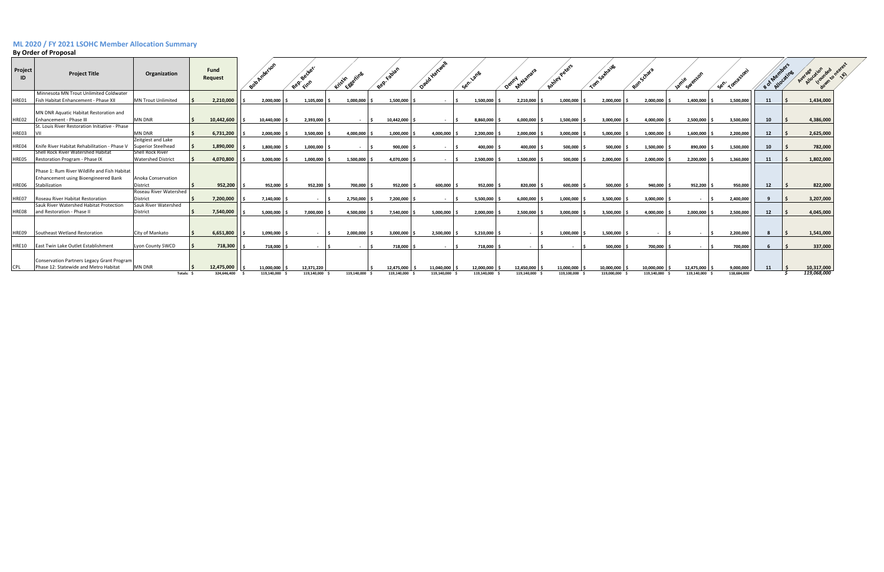## ML 2020 / FY 2021 LSOHC Member Allocation Summary

### By Order of Proposal

| Project ID | Project Title | Organization | Fund Request | Bob Anderson | Rep. Becker-Finn | Kristin Eggerling | Rep. Fabian | David Hartwell | Sen. Lang | Denny McNamara | Ashley Peters | Tom Saxhaug | Ron Schara | Jamie Swenson | Sen. Tomassoni | # of Members Allocating | Average Allocation (rounded down to nearest 1K) |
|---|---|---|---|---|---|---|---|---|---|---|---|---|---|---|---|---|---|
| HRE01 | Minnesota MN Trout Unlimited Coldwater Fish Habitat Enhancement - Phase XII | MN Trout Unlimited | $ 2,210,000 | $ 2,000,000 | $ 1,105,000 | $ 1,000,000 | $ 1,500,000 | $ - | $ 1,500,000 | $ 2,210,000 | $ 1,000,000 | $ 2,000,000 | $ 2,000,000 | $ 1,400,000 | $ 1,500,000 | 11 | $ 1,434,000 |
| HRE02 | MN DNR Aquatic Habitat Restoration and Enhancement - Phase III | MN DNR | $ 10,442,600 | $ 10,440,000 | $ 2,393,000 | $ - | $ 10,442,000 | $ - | $ 8,860,000 | $ 6,000,000 | $ 1,500,000 | $ 3,000,000 | $ 4,000,000 | $ 2,500,000 | $ 3,500,000 | 10 | $ 4,386,000 |
| HRE03 | St. Louis River Restoration Initiative - Phase VII | MN DNR | $ 6,731,200 | $ 2,000,000 | $ 3,500,000 | $ 4,000,000 | $ 1,000,000 | $ 4,000,000 | $ 2,200,000 | $ 2,000,000 | $ 3,000,000 | $ 5,000,000 | $ 1,000,000 | $ 1,600,000 | $ 2,200,000 | 12 | $ 2,625,000 |
| HRE04 | Knife River Habitat Rehabilitation - Phase V | Zeitgiest and Lake Superior Steelhead | $ 1,890,000 | $ 1,800,000 | $ 1,000,000 | $ - | $ 900,000 | $ - | $ 400,000 | $ 400,000 | $ 500,000 | $ 500,000 | $ 1,500,000 | $ 890,000 | $ 1,500,000 | 10 | $ 782,000 |
| HRE05 | Shell Rock River Watershed Habitat Restoration Program - Phase IX | Shell Rock River Watershed District | $ 4,070,800 | $ 3,000,000 | $ 1,000,000 | $ 1,500,000 | $ 4,070,000 | $ - | $ 2,500,000 | $ 1,500,000 | $ 500,000 | $ 2,000,000 | $ 2,000,000 | $ 2,200,000 | $ 1,360,000 | 11 | $ 1,802,000 |
| HRE06 | Phase 1: Rum River Wildlife and Fish Habitat Enhancement using Bioengineered Bank Stabilization | Anoka Conservation District | $ 952,200 | $ 952,000 | $ 952,200 | $ 700,000 | $ 952,000 | $ 600,000 | $ 952,000 | $ 820,000 | $ 600,000 | $ 500,000 | $ 940,000 | $ 952,200 | $ 950,000 | 12 | $ 822,000 |
| HRE07 | Roseau River Habitat Restoration | Roseau River Watershed District | $ 7,200,000 | $ 7,140,000 | $ - | $ 2,750,000 | $ 7,200,000 | $ - | $ 5,500,000 | $ 6,000,000 | $ 1,000,000 | $ 3,500,000 | $ 3,000,000 | $ - | $ 2,400,000 | 9 | $ 3,207,000 |
| HRE08 | Sauk River Watershed Habitat Protection and Restoration - Phase II | Sauk River Watershed District | $ 7,540,000 | $ 5,000,000 | $ 7,000,000 | $ 4,500,000 | $ 7,540,000 | $ 5,000,000 | $ 2,000,000 | $ 2,500,000 | $ 3,000,000 | $ 3,500,000 | $ 4,000,000 | $ 2,000,000 | $ 2,500,000 | 12 | $ 4,045,000 |
| HRE09 | Southeast Wetland Restoration | City of Mankato | $ 6,651,800 | $ 1,090,000 | $ - | $ 2,000,000 | $ 3,000,000 | $ 2,500,000 | $ 5,210,000 | $ - | $ 1,000,000 | $ 1,500,000 | $ - | $ - | $ 2,200,000 | 8 | $ 1,541,000 |
| HRE10 | East Twin Lake Outlet Establishment | Lyon County SWCD | $ 718,300 | $ 718,000 | $ - | $ - | $ 718,000 | $ - | $ 718,000 | $ - | $ - | $ 500,000 | $ 700,000 | $ - | $ 700,000 | 6 | $ 337,000 |
| CPL | Conservation Partners Legacy Grant Program Phase 12: Statewide and Metro Habitat | MN DNR | $ 12,475,000 | $ 11,000,000 | $ 12,371,220 | | $ 12,475,000 | $ 11,040,000 | $ 12,000,000 | $ 12,450,000 | $ 11,000,000 | $ 10,000,000 | $ 10,000,000 | $ 12,475,000 | $ 9,000,000 | 11 | $ 10,317,000 |
| | | Totals: | $ 324,646,400 | $ 119,140,000 | $ 119,140,000 | $ 119,140,000 | $ 119,140,000 | $ 119,140,000 | $ 119,140,000 | $ 119,140,000 | $ 119,100,000 | $ 119,000,000 | $ 119,140,000 | $ 119,140,000 | $ 118,684,000 | | $ 119,068,000 |